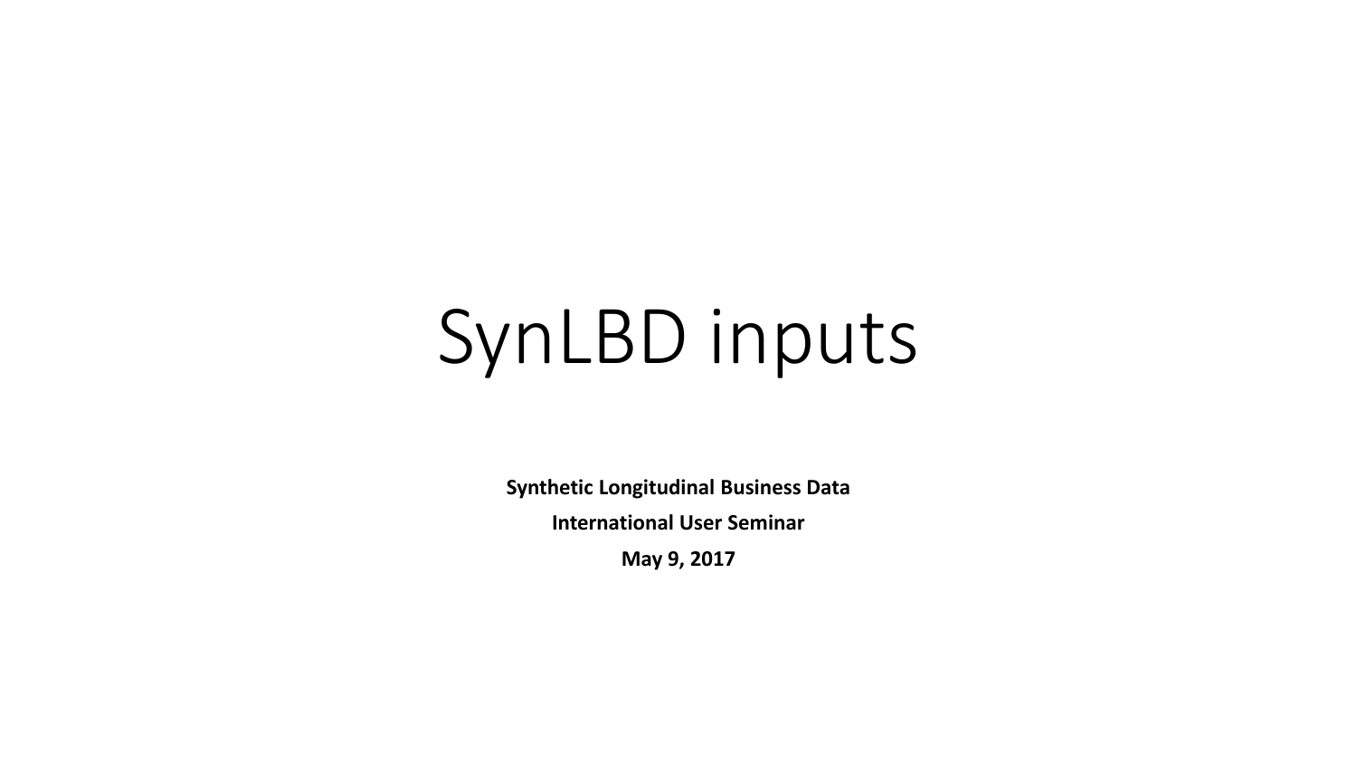# SynLBD inputs

**Synthetic Longitudinal Business Data**

**International User Seminar**

**May 9, 2017**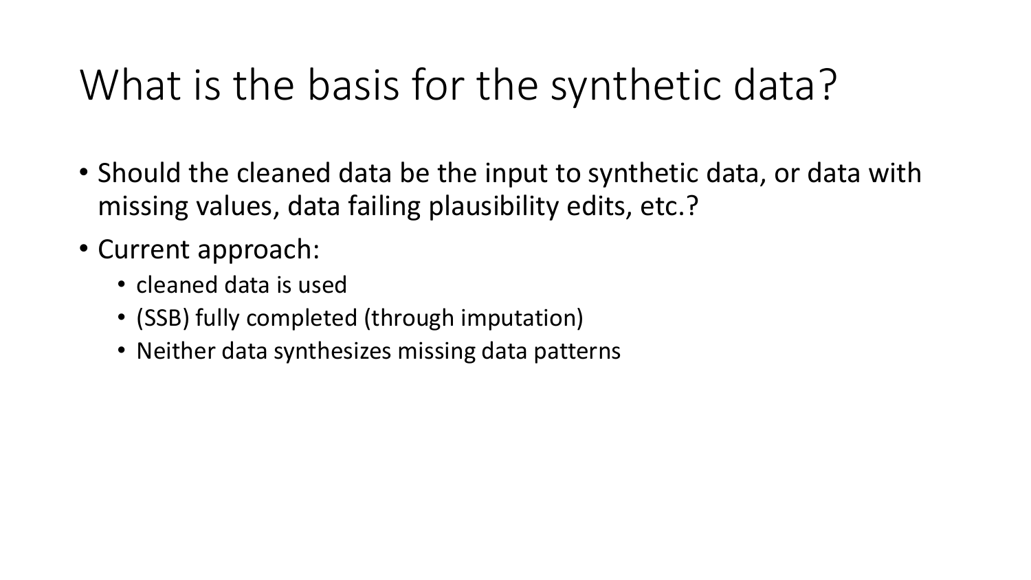# What is the basis for the synthetic data?

- Should the cleaned data be the input to synthetic data, or data with missing values, data failing plausibility edits, etc.?
- Current approach:
  - cleaned data is used
  - (SSB) fully completed (through imputation)
  - Neither data synthesizes missing data patterns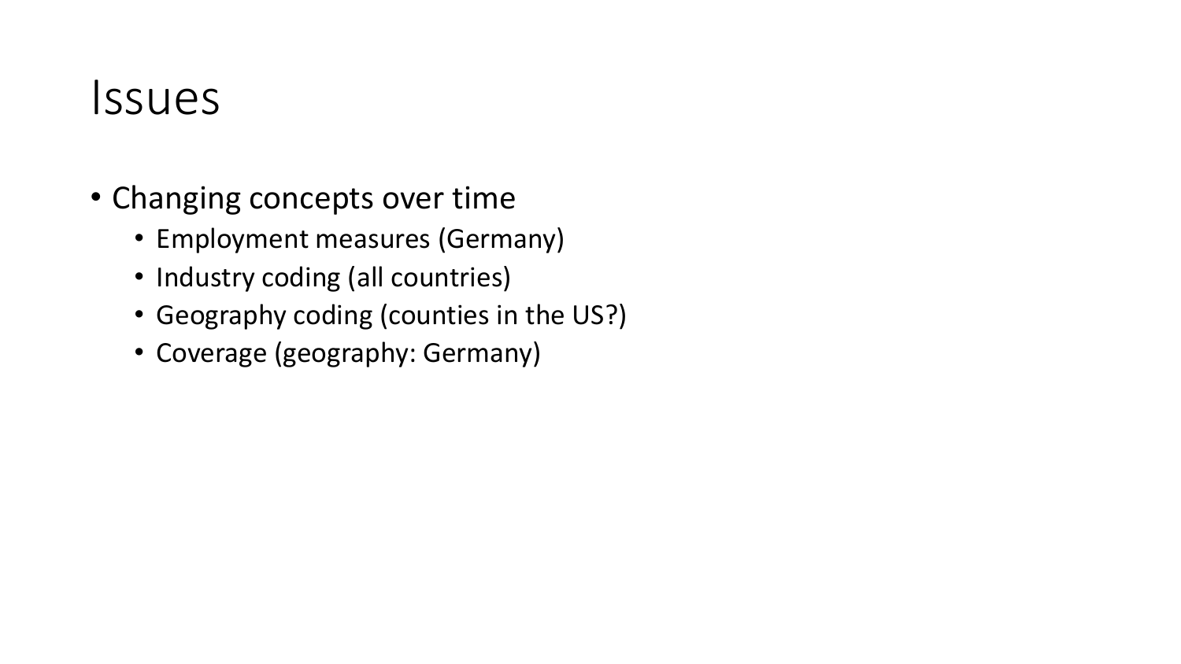# Issues

- Changing concepts over time
  - Employment measures (Germany)
  - Industry coding (all countries)
  - Geography coding (counties in the US?)
  - Coverage (geography: Germany)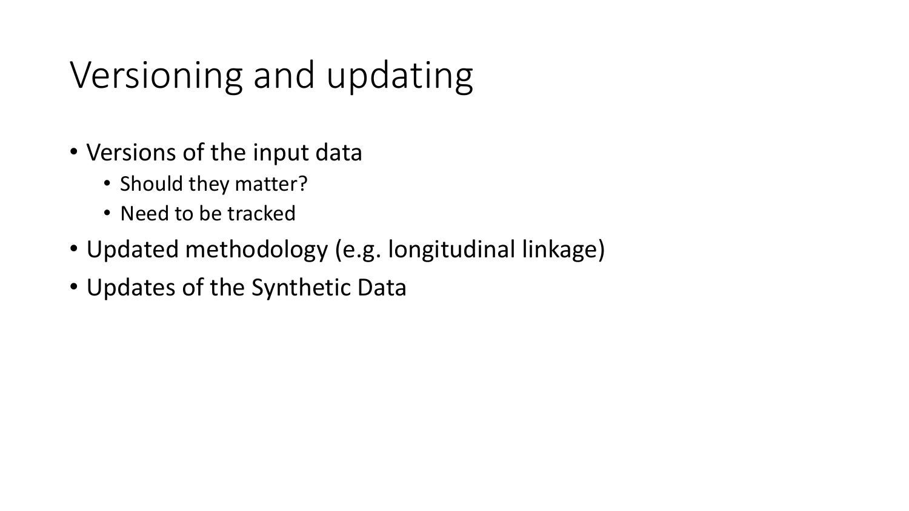# Versioning and updating

- Versions of the input data
  - Should they matter?
  - Need to be tracked
- Updated methodology (e.g. longitudinal linkage)
- Updates of the Synthetic Data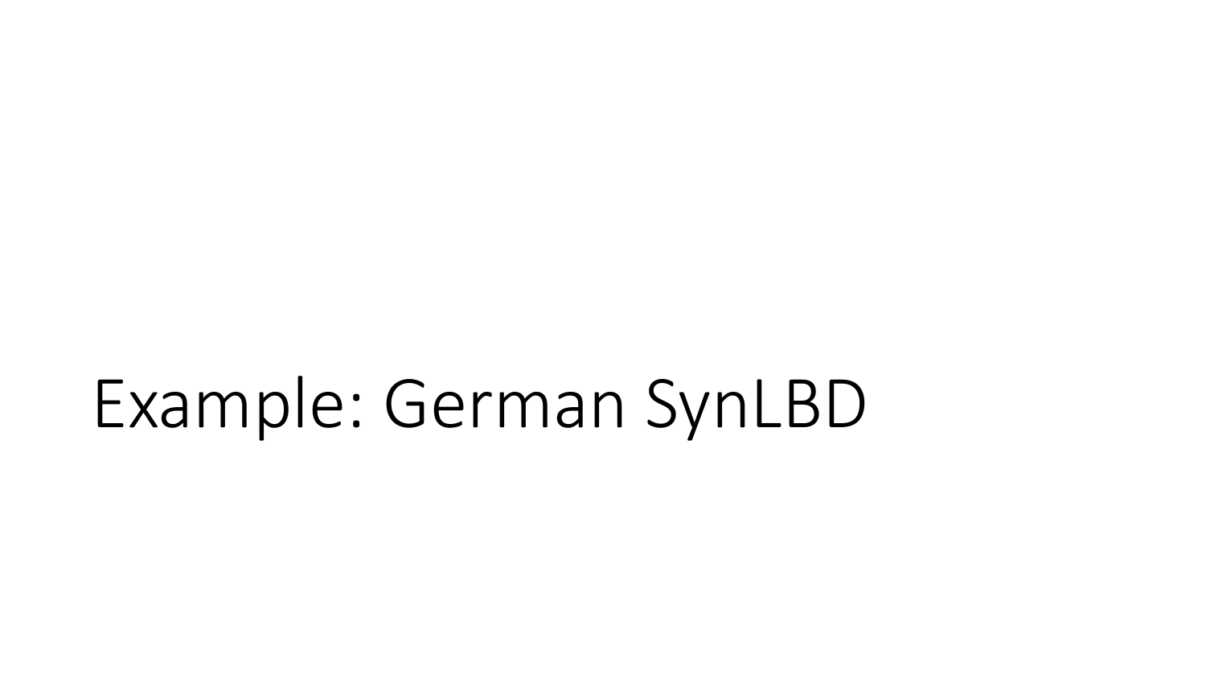# Example: German SynLBD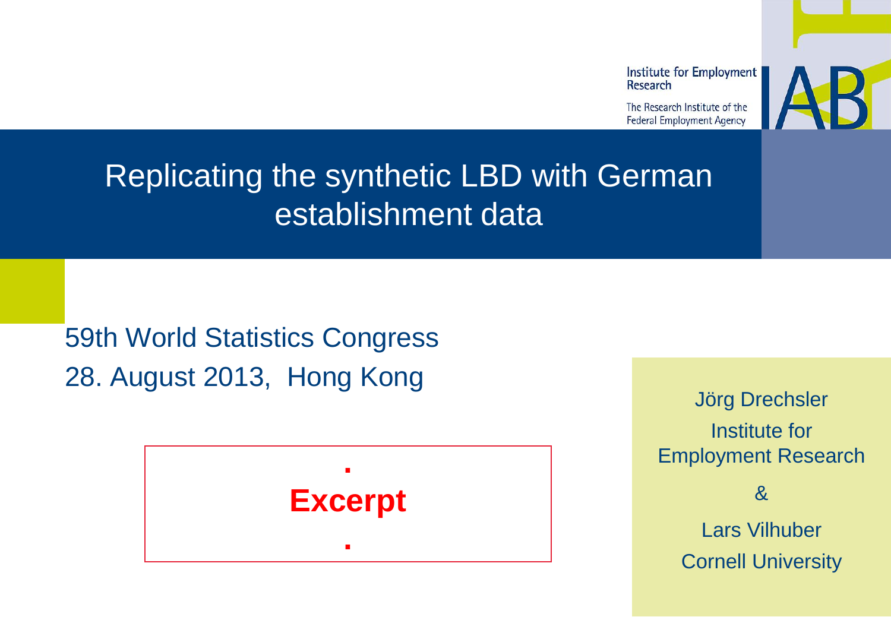Institute for Employment Research

The Research Institute of the Federal Employment Agency

# Replicating the synthetic LBD with German establishment data

59th World Statistics Congress

28. August 2013, Hong Kong

.

**Excerpt**

.

Jörg Drechsler

Institute for Employment Research

&

Lars Vilhuber

Cornell University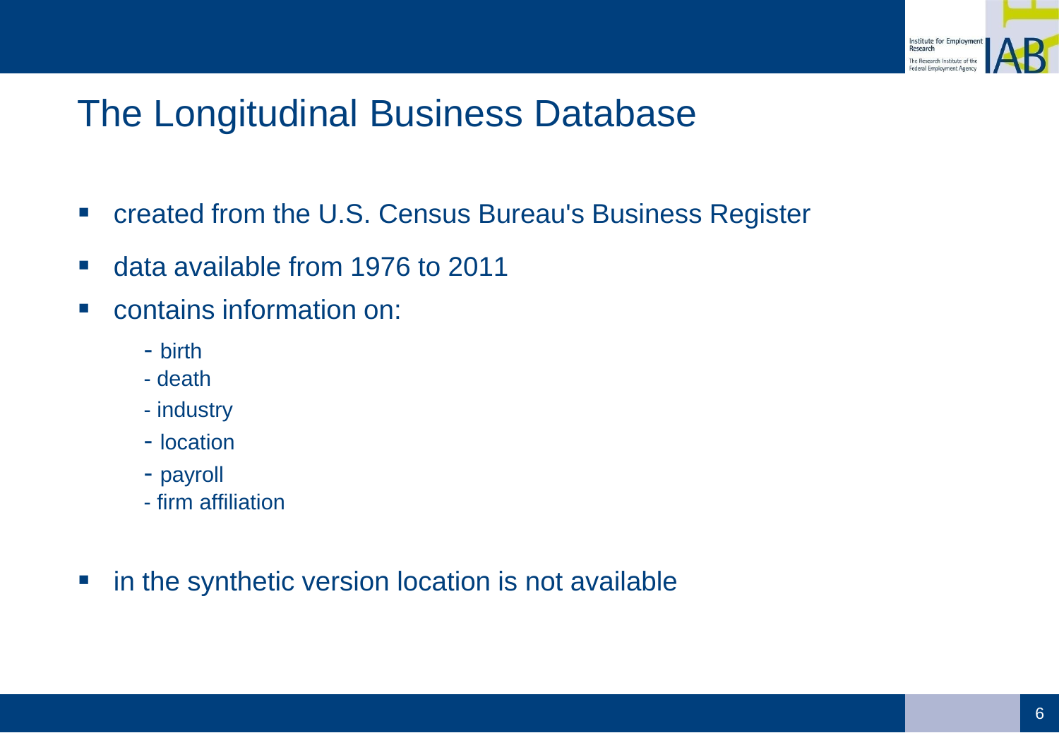# The Longitudinal Business Database

- created from the U.S. Census Bureau's Business Register
- data available from 1976 to 2011
- contains information on:
  - birth
  - death
  - industry
  - location
  - payroll
  - firm affiliation
- in the synthetic version location is not available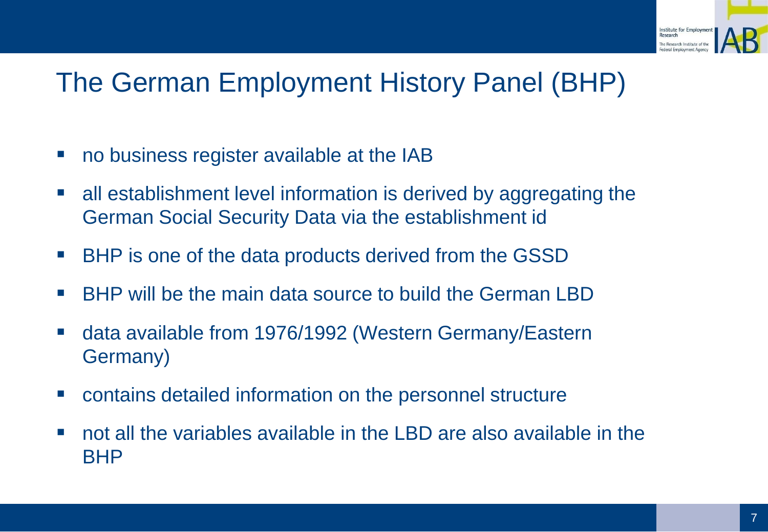# The German Employment History Panel (BHP)

- no business register available at the IAB
- all establishment level information is derived by aggregating the German Social Security Data via the establishment id
- BHP is one of the data products derived from the GSSD
- BHP will be the main data source to build the German LBD
- data available from 1976/1992 (Western Germany/Eastern Germany)
- contains detailed information on the personnel structure
- not all the variables available in the LBD are also available in the BHP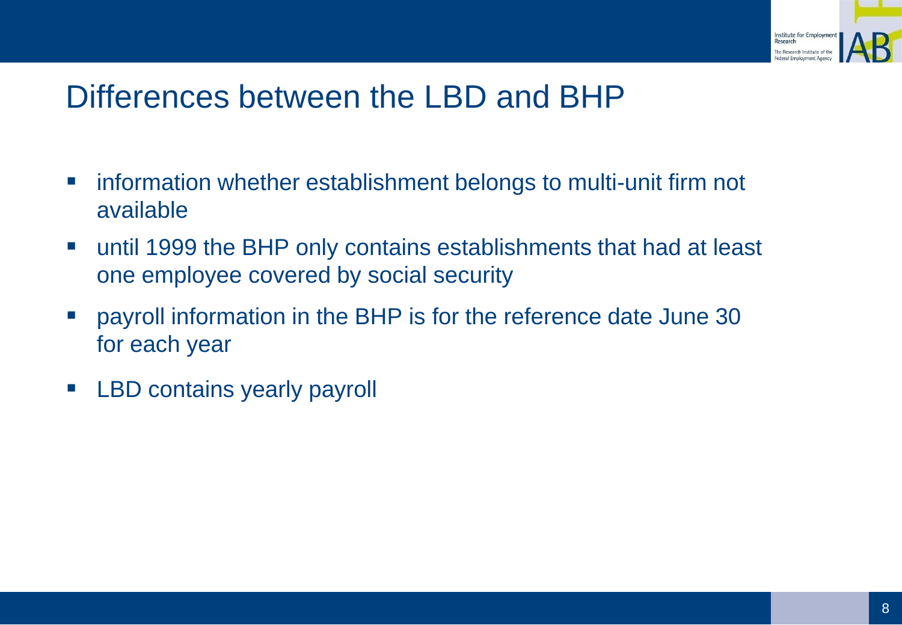# Differences between the LBD and BHP

- information whether establishment belongs to multi-unit firm not available
- until 1999 the BHP only contains establishments that had at least one employee covered by social security
- payroll information in the BHP is for the reference date June 30 for each year
- LBD contains yearly payroll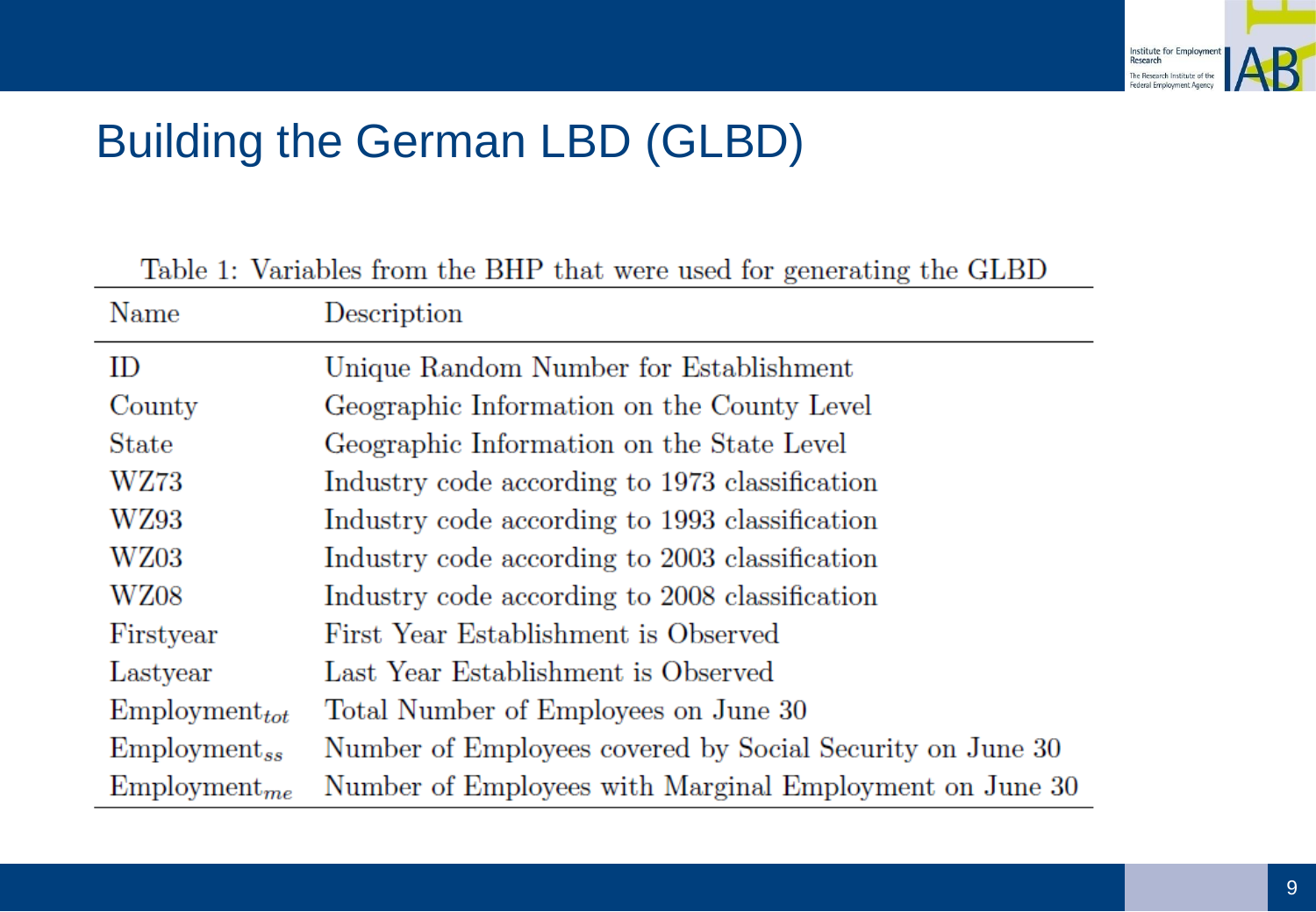# Building the German LBD (GLBD)

Table 1: Variables from the BHP that were used for generating the GLBD

| Name | Description |
| --- | --- |
| ID | Unique Random Number for Establishment |
| County | Geographic Information on the County Level |
| State | Geographic Information on the State Level |
| WZ73 | Industry code according to 1973 classification |
| WZ93 | Industry code according to 1993 classification |
| WZ03 | Industry code according to 2003 classification |
| WZ08 | Industry code according to 2008 classification |
| Firstyear | First Year Establishment is Observed |
| Lastyear | Last Year Establishment is Observed |
| $\text{Employment}_{tot}$ | Total Number of Employees on June 30 |
| $\text{Employment}_{ss}$ | Number of Employees covered by Social Security on June 30 |
| $\text{Employment}_{me}$ | Number of Employees with Marginal Employment on June 30 |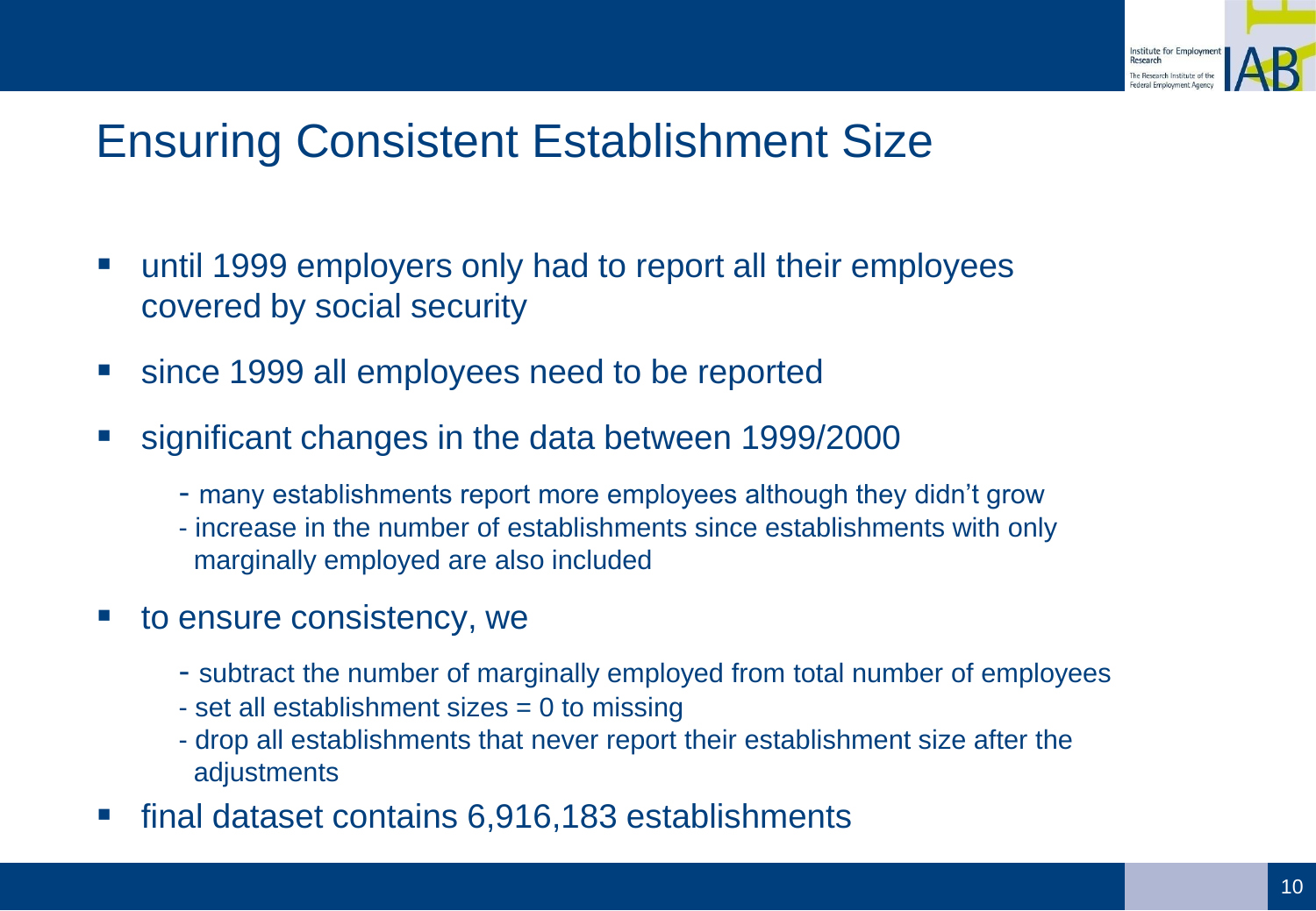# Ensuring Consistent Establishment Size

- until 1999 employers only had to report all their employees covered by social security
- since 1999 all employees need to be reported
- significant changes in the data between 1999/2000
  - many establishments report more employees although they didn't grow
  - increase in the number of establishments since establishments with only marginally employed are also included
- to ensure consistency, we
  - subtract the number of marginally employed from total number of employees
  - set all establishment sizes = 0 to missing
  - drop all establishments that never report their establishment size after the adjustments
- final dataset contains 6,916,183 establishments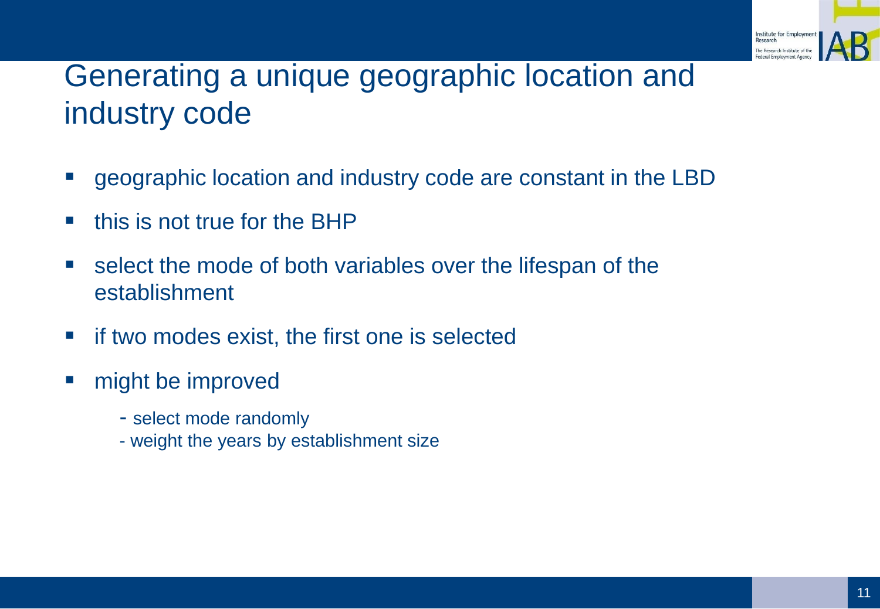# Generating a unique geographic location and industry code

- geographic location and industry code are constant in the LBD
- this is not true for the BHP
- select the mode of both variables over the lifespan of the establishment
- if two modes exist, the first one is selected
- might be improved
  - select mode randomly
  - weight the years by establishment size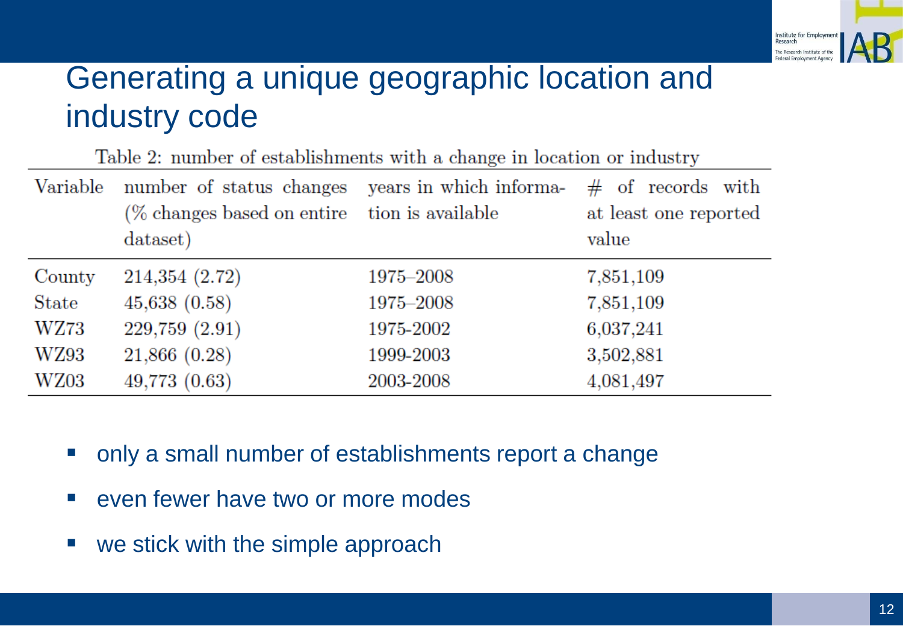# Generating a unique geographic location and industry code

Table 2: number of establishments with a change in location or industry

| Variable | number of status changes (% changes based on entire dataset) | years in which information is available | # of records with at least one reported value |
|---|---|---|---|
| County | 214,354 (2.72) | 1975–2008 | 7,851,109 |
| State | 45,638 (0.58) | 1975–2008 | 7,851,109 |
| WZ73 | 229,759 (2.91) | 1975-2002 | 6,037,241 |
| WZ93 | 21,866 (0.28) | 1999-2003 | 3,502,881 |
| WZ03 | 49,773 (0.63) | 2003-2008 | 4,081,497 |

- only a small number of establishments report a change
- even fewer have two or more modes
- we stick with the simple approach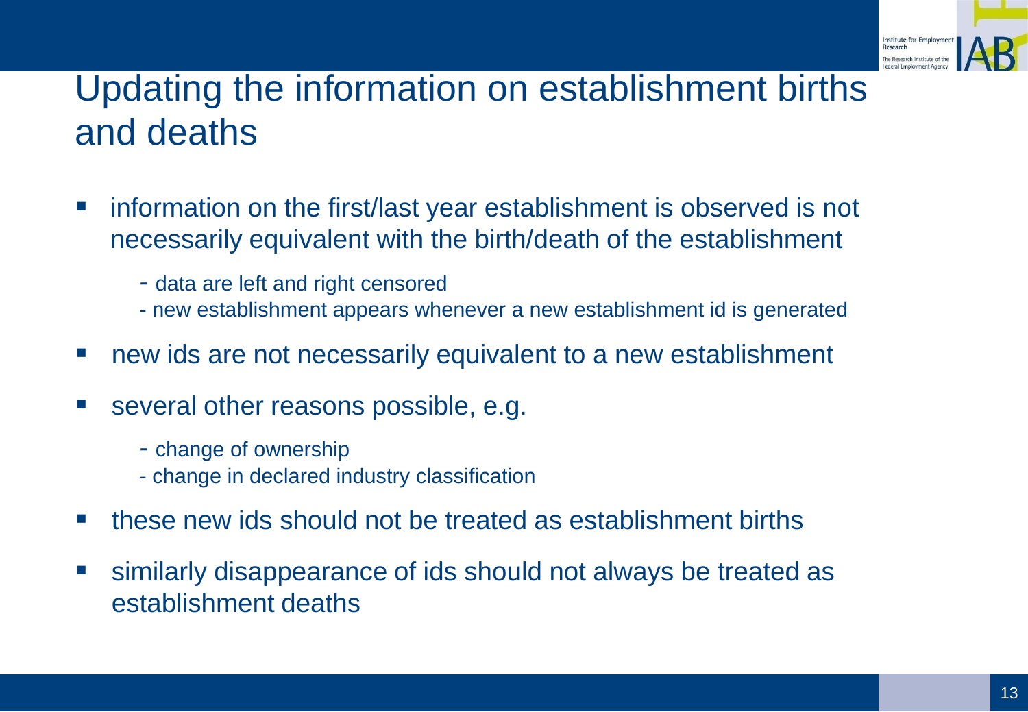# Updating the information on establishment births and deaths

- information on the first/last year establishment is observed is not necessarily equivalent with the birth/death of the establishment
  - data are left and right censored
  - new establishment appears whenever a new establishment id is generated
- new ids are not necessarily equivalent to a new establishment
- several other reasons possible, e.g.
  - change of ownership
  - change in declared industry classification
- these new ids should not be treated as establishment births
- similarly disappearance of ids should not always be treated as establishment deaths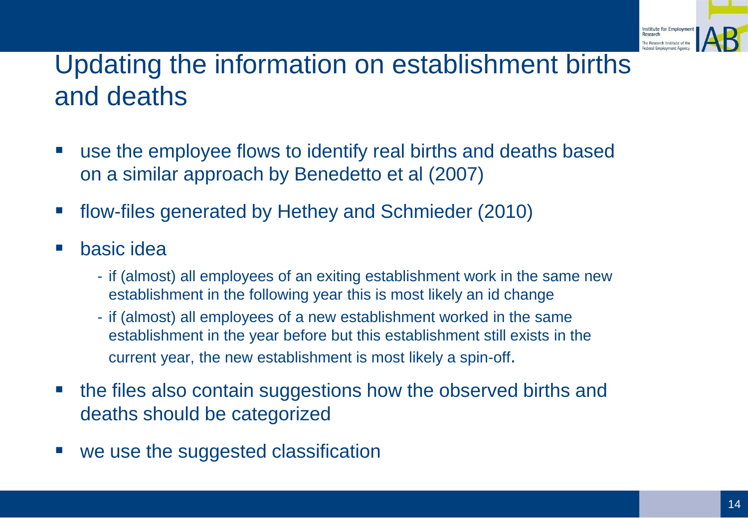# Updating the information on establishment births and deaths

- use the employee flows to identify real births and deaths based on a similar approach by Benedetto et al (2007)
- flow-files generated by Hethey and Schmieder (2010)
- basic idea
  - if (almost) all employees of an exiting establishment work in the same new establishment in the following year this is most likely an id change
  - if (almost) all employees of a new establishment worked in the same establishment in the year before but this establishment still exists in the current year, the new establishment is most likely a spin-off.
- the files also contain suggestions how the observed births and deaths should be categorized
- we use the suggested classification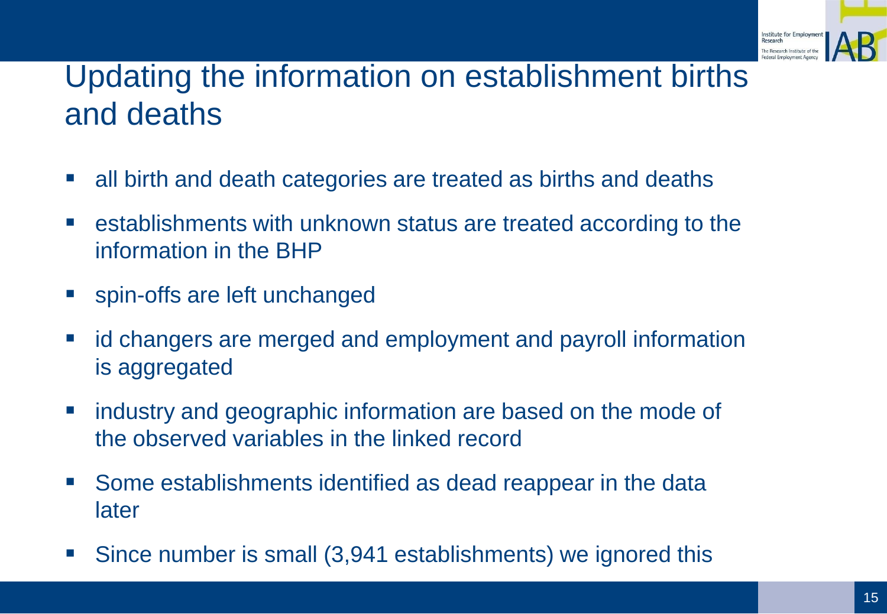# Updating the information on establishment births and deaths

- all birth and death categories are treated as births and deaths
- establishments with unknown status are treated according to the information in the BHP
- spin-offs are left unchanged
- id changers are merged and employment and payroll information is aggregated
- industry and geographic information are based on the mode of the observed variables in the linked record
- Some establishments identified as dead reappear in the data later
- Since number is small (3,941 establishments) we ignored this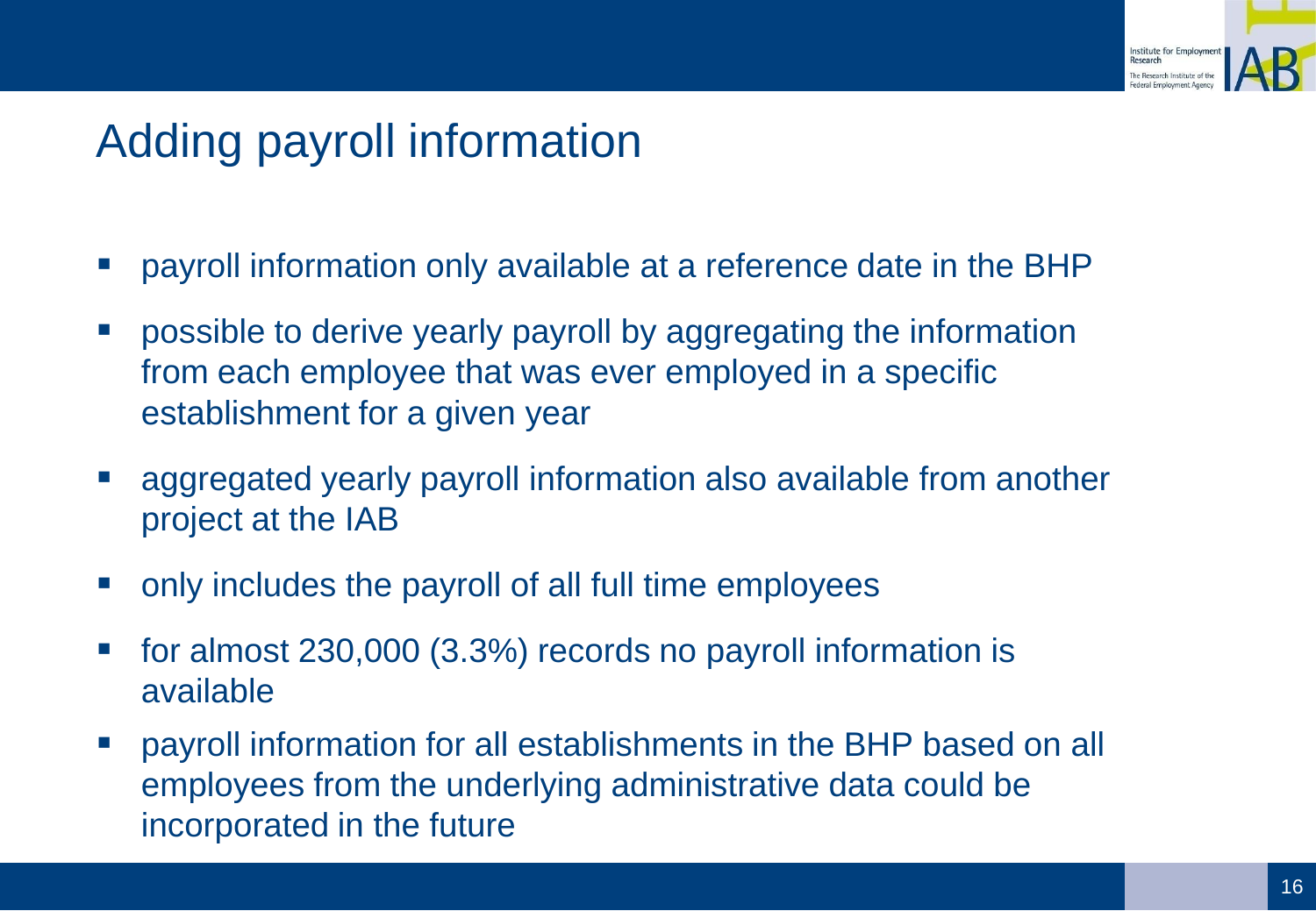# Adding payroll information

- payroll information only available at a reference date in the BHP
- possible to derive yearly payroll by aggregating the information from each employee that was ever employed in a specific establishment for a given year
- aggregated yearly payroll information also available from another project at the IAB
- only includes the payroll of all full time employees
- for almost 230,000 (3.3%) records no payroll information is available
- payroll information for all establishments in the BHP based on all employees from the underlying administrative data could be incorporated in the future